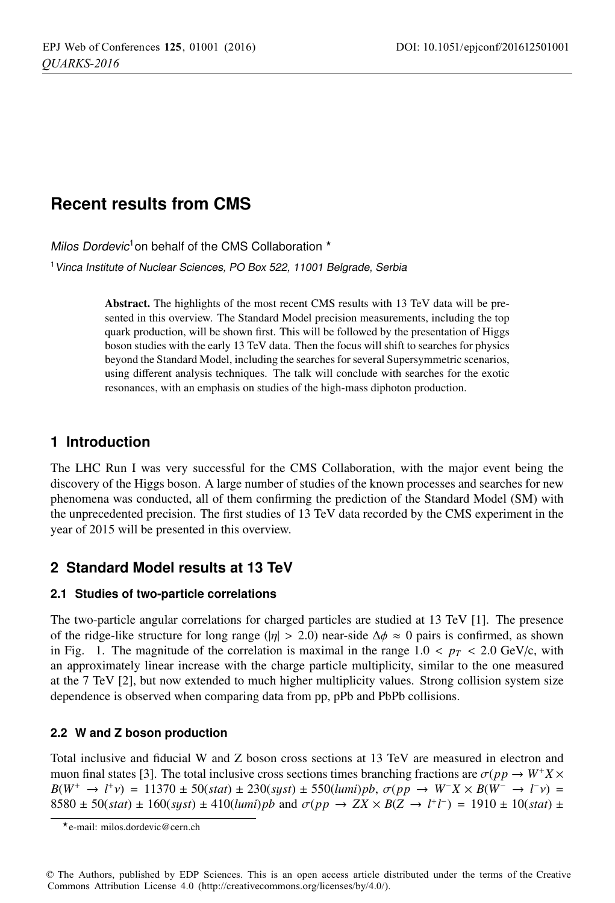# Recent results from CMS

*Milos Dordevic*[1] on behalf of the CMS Collaboration ⋆

[1] *Vinca Institute of Nuclear Sciences, PO Box 522, 11001 Belgrade, Serbia*

**Abstract.** The highlights of the most recent CMS results with 13 TeV data will be presented in this overview. The Standard Model precision measurements, including the top quark production, will be shown first. This will be followed by the presentation of Higgs boson studies with the early 13 TeV data. Then the focus will shift to searches for physics beyond the Standard Model, including the searches for several Supersymmetric scenarios, using different analysis techniques. The talk will conclude with searches for the exotic resonances, with an emphasis on studies of the high-mass diphoton production.

## 1 Introduction

The LHC Run I was very successful for the CMS Collaboration, with the major event being the discovery of the Higgs boson. A large number of studies of the known processes and searches for new phenomena was conducted, all of them confirming the prediction of the Standard Model (SM) with the unprecedented precision. The first studies of 13 TeV data recorded by the CMS experiment in the year of 2015 will be presented in this overview.

## 2 Standard Model results at 13 TeV

### 2.1 Studies of two-particle correlations

The two-particle angular correlations for charged particles are studied at 13 TeV [1]. The presence of the ridge-like structure for long range ($|\eta| > 2.0$) near-side $\Delta\phi \approx 0$ pairs is confirmed, as shown in Fig. 1. The magnitude of the correlation is maximal in the range $1.0 < p_T < 2.0$ GeV/c, with an approximately linear increase with the charge particle multiplicity, similar to the one measured at the 7 TeV [2], but now extended to much higher multiplicity values. Strong collision system size dependence is observed when comparing data from pp, pPb and PbPb collisions.

### 2.2 W and Z boson production

Total inclusive and fiducial W and Z boson cross sections at 13 TeV are measured in electron and muon final states [3]. The total inclusive cross sections times branching fractions are $\sigma(pp \rightarrow W^{+}X \times B(W^{+} \rightarrow l^{+}\nu) = 11370 \pm 50(stat) \pm 230(syst) \pm 550(lumi)pb$, $\sigma(pp \rightarrow W^{-}X \times B(W^{-} \rightarrow l^{-}\nu) = 8580 \pm 50(stat) \pm 160(syst) \pm 410(lumi)pb$ and $\sigma(pp \rightarrow ZX \times B(Z \rightarrow l^{+}l^{-}) = 1910 \pm 10(stat) \pm$

⋆e-mail: milos.dordevic@cern.ch

© The Authors, published by EDP Sciences. This is an open access article distributed under the terms of the Creative Commons Attribution License 4.0 (http://creativecommons.org/licenses/by/4.0/).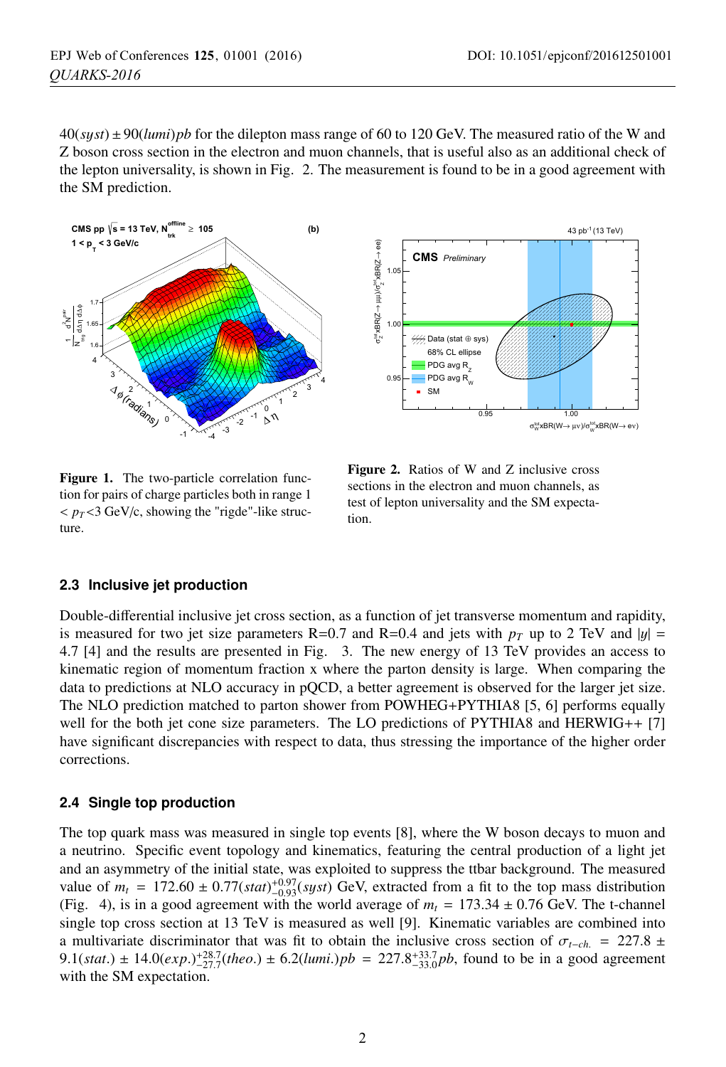$40(syst) \pm 90(lumi)pb$ for the dilepton mass range of 60 to 120 GeV. The measured ratio of the W and Z boson cross section in the electron and muon channels, that is useful also as an additional check of the lepton universality, is shown in Fig. 2. The measurement is found to be in a good agreement with the SM prediction.

**Figure 1.** The two-particle correlation function for pairs of charge particles both in range 1 $< p_T <$3 GeV/c, showing the "rigde"-like structure.

**Figure 2.** Ratios of W and Z inclusive cross sections in the electron and muon channels, as test of lepton universality and the SM expectation.

### 2.3 Inclusive jet production

Double-differential inclusive jet cross section, as a function of jet transverse momentum and rapidity, is measured for two jet size parameters R=0.7 and R=0.4 and jets with $p_T$ up to 2 TeV and $|y|$ = 4.7 [4] and the results are presented in Fig. 3. The new energy of 13 TeV provides an access to kinematic region of momentum fraction x where the parton density is large. When comparing the data to predictions at NLO accuracy in pQCD, a better agreement is observed for the larger jet size. The NLO prediction matched to parton shower from POWHEG+PYTHIA8 [5, 6] performs equally well for the both jet cone size parameters. The LO predictions of PYTHIA8 and HERWIG++ [7] have significant discrepancies with respect to data, thus stressing the importance of the higher order corrections.

### 2.4 Single top production

The top quark mass was measured in single top events [8], where the W boson decays to muon and a neutrino. Specific event topology and kinematics, featuring the central production of a light jet and an asymmetry of the initial state, was exploited to suppress the ttbar background. The measured value of $m_t = 172.60 \pm 0.77(stat)^{+0.97}_{-0.93}(syst)$ GeV, extracted from a fit to the top mass distribution (Fig. 4), is in a good agreement with the world average of $m_t = 173.34 \pm 0.76$ GeV. The t-channel single top cross section at 13 TeV is measured as well [9]. Kinematic variables are combined into a multivariate discriminator that was fit to obtain the inclusive cross section of $\sigma_{t-ch.} = 227.8 \pm 9.1(stat.) \pm 14.0(exp.)^{+28.7}_{-27.7}(theo.) \pm 6.2(lumi.)pb = 227.8^{+33.7}_{-33.0}pb$, found to be in a good agreement with the SM expectation.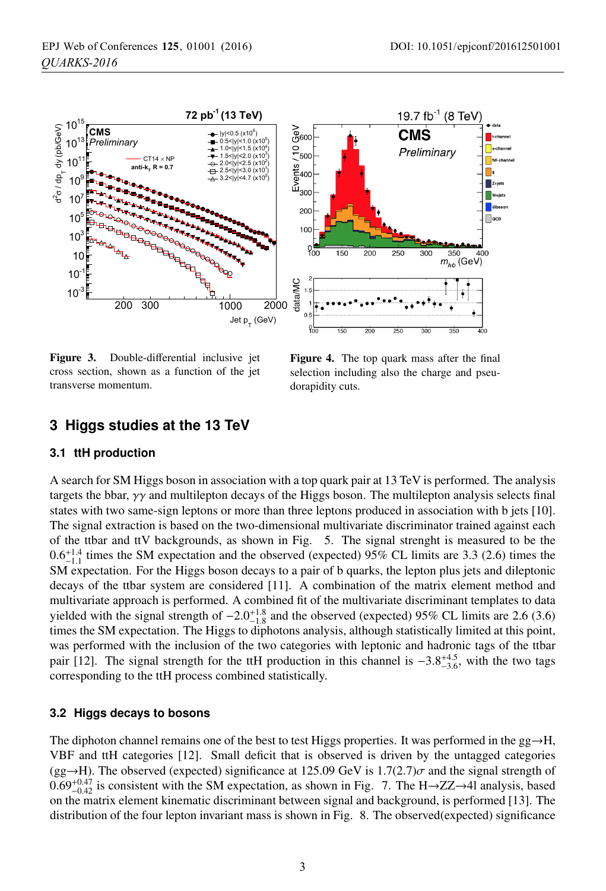Figure 3. Double-differential inclusive jet cross section, shown as a function of the jet transverse momentum.

Figure 4. The top quark mass after the final selection including also the charge and pseudorapidity cuts.

## 3 Higgs studies at the 13 TeV

### 3.1 ttH production

A search for SM Higgs boson in association with a top quark pair at 13 TeV is performed. The analysis targets the bbar, $\gamma\gamma$ and multilepton decays of the Higgs boson. The multilepton analysis selects final states with two same-sign leptons or more than three leptons produced in association with b jets [10]. The signal extraction is based on the two-dimensional multivariate discriminator trained against each of the ttbar and ttV backgrounds, as shown in Fig. 5. The signal strenght is measured to be the $0.6^{+1.4}_{-1.1}$ times the SM expectation and the observed (expected) 95% CL limits are 3.3 (2.6) times the SM expectation. For the Higgs boson decays to a pair of b quarks, the lepton plus jets and dileptonic decays of the ttbar system are considered [11]. A combination of the matrix element method and multivariate approach is performed. A combined fit of the multivariate discriminant templates to data yielded with the signal strength of $-2.0^{+1.8}_{-1.8}$ and the observed (expected) 95% CL limits are 2.6 (3.6) times the SM expectation. The Higgs to diphotons analysis, although statistically limited at this point, was performed with the inclusion of the two categories with leptonic and hadronic tags of the ttbar pair [12]. The signal strength for the ttH production in this channel is $-3.8^{+4.5}_{-3.6}$, with the two tags corresponding to the ttH process combined statistically.

### 3.2 Higgs decays to bosons

The diphoton channel remains one of the best to test Higgs properties. It was performed in the gg→H, VBF and ttH categories [12]. Small deficit that is observed is driven by the untagged categories (gg→H). The observed (expected) significance at 125.09 GeV is 1.7(2.7)$\sigma$ and the signal strength of $0.69^{+0.47}_{-0.42}$ is consistent with the SM expectation, as shown in Fig. 7. The H→ZZ→4l analysis, based on the matrix element kinematic discriminant between signal and background, is performed [13]. The distribution of the four lepton invariant mass is shown in Fig. 8. The observed(expected) significance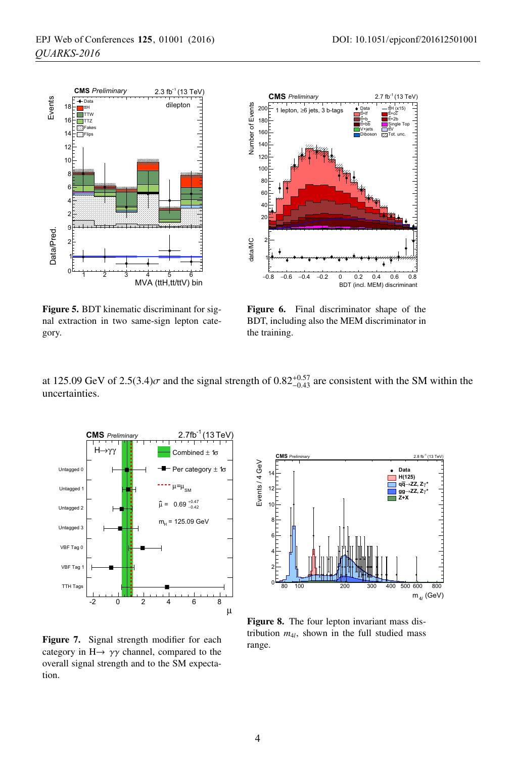**Figure 5.** BDT kinematic discriminant for signal extraction in two same-sign lepton category.

**Figure 6.** Final discriminator shape of the BDT, including also the MEM discriminator in the training.

at 125.09 GeV of 2.5(3.4)$\sigma$ and the signal strength of $0.82^{+0.57}_{-0.43}$ are consistent with the SM within the uncertainties.

**Figure 7.** Signal strength modifier for each category in H$\rightarrow$ $\gamma\gamma$ channel, compared to the overall signal strength and to the SM expectation.

**Figure 8.** The four lepton invariant mass distribution $m_{4l}$, shown in the full studied mass range.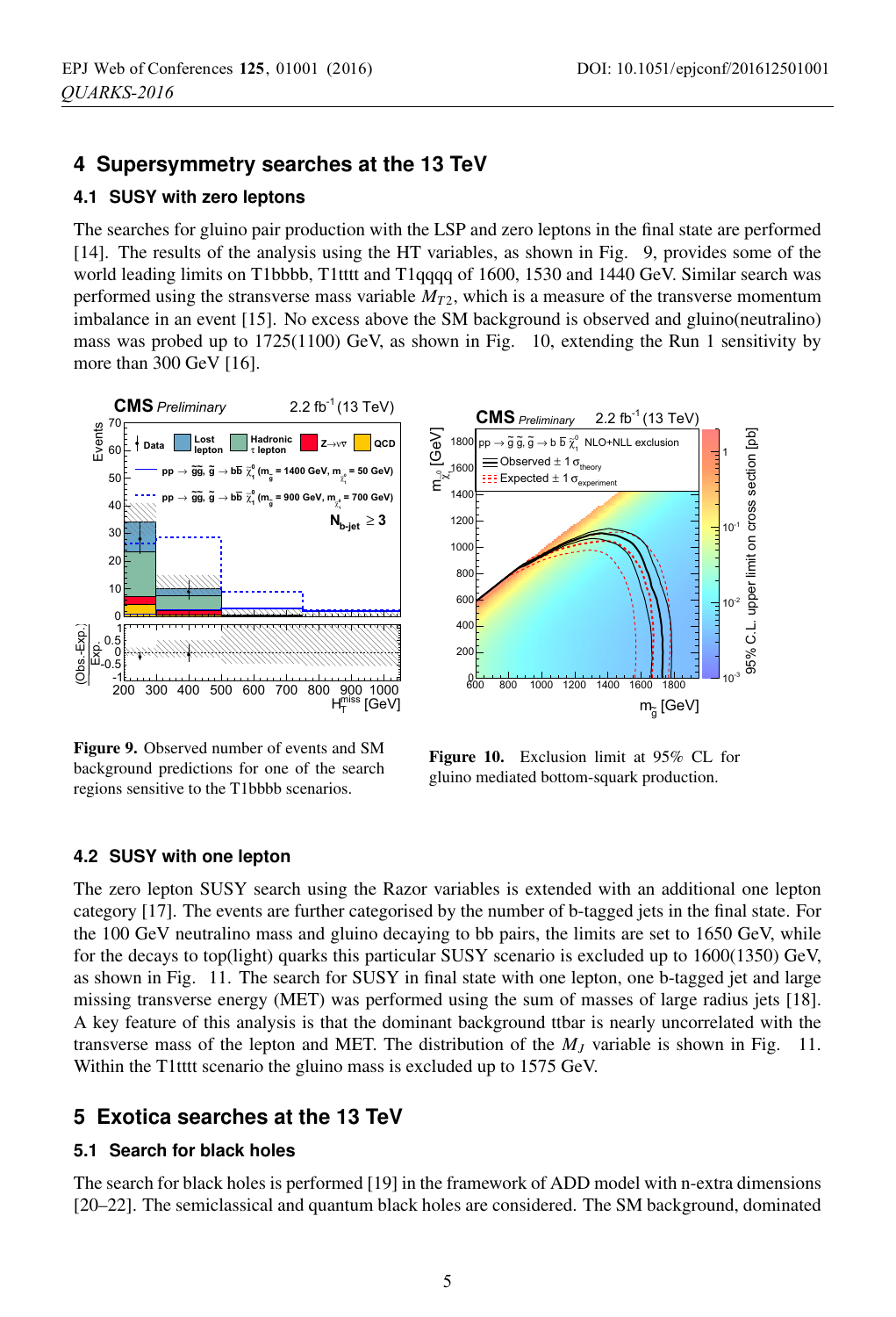## 4 Supersymmetry searches at the 13 TeV

### 4.1 SUSY with zero leptons

The searches for gluino pair production with the LSP and zero leptons in the final state are performed [14]. The results of the analysis using the HT variables, as shown in Fig. 9, provides some of the world leading limits on T1bbbb, T1tttt and T1qqqq of 1600, 1530 and 1440 GeV. Similar search was performed using the stransverse mass variable $M_{T2}$, which is a measure of the transverse momentum imbalance in an event [15]. No excess above the SM background is observed and gluino(neutralino) mass was probed up to 1725(1100) GeV, as shown in Fig. 10, extending the Run 1 sensitivity by more than 300 GeV [16].

**Figure 9.** Observed number of events and SM background predictions for one of the search regions sensitive to the T1bbbb scenarios.

**Figure 10.** Exclusion limit at 95% CL for gluino mediated bottom-squark production.

### 4.2 SUSY with one lepton

The zero lepton SUSY search using the Razor variables is extended with an additional one lepton category [17]. The events are further categorised by the number of b-tagged jets in the final state. For the 100 GeV neutralino mass and gluino decaying to bb pairs, the limits are set to 1650 GeV, while for the decays to top(light) quarks this particular SUSY scenario is excluded up to 1600(1350) GeV, as shown in Fig. 11. The search for SUSY in final state with one lepton, one b-tagged jet and large missing transverse energy (MET) was performed using the sum of masses of large radius jets [18]. A key feature of this analysis is that the dominant background ttbar is nearly uncorrelated with the transverse mass of the lepton and MET. The distribution of the $M_J$ variable is shown in Fig. 11. Within the T1tttt scenario the gluino mass is excluded up to 1575 GeV.

## 5 Exotica searches at the 13 TeV

### 5.1 Search for black holes

The search for black holes is performed [19] in the framework of ADD model with n-extra dimensions [20–22]. The semiclassical and quantum black holes are considered. The SM background, dominated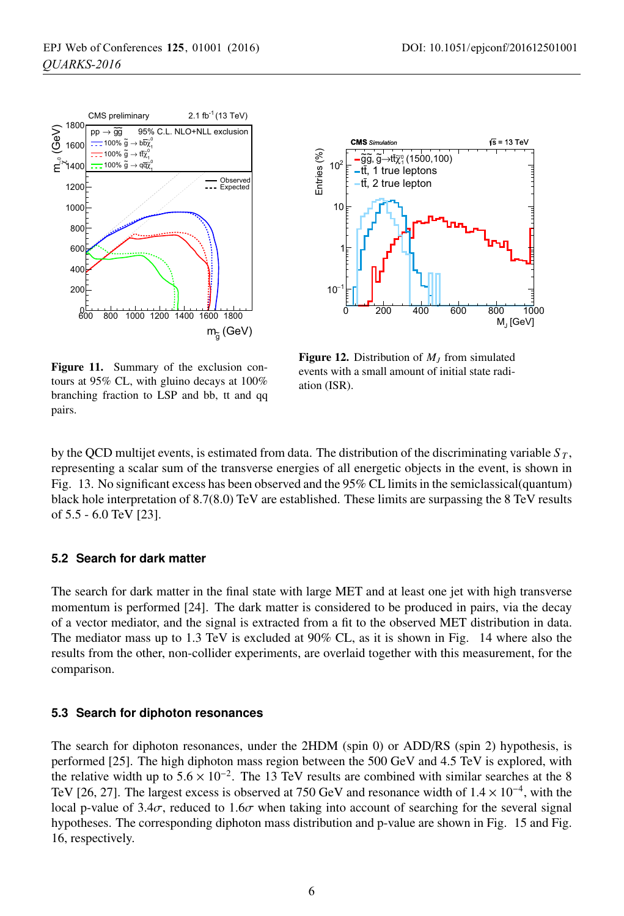**Figure 11.** Summary of the exclusion contours at 95% CL, with gluino decays at 100% branching fraction to LSP and bb, tt and qq pairs.

**Figure 12.** Distribution of $M_J$ from simulated events with a small amount of initial state radiation (ISR).

by the QCD multijet events, is estimated from data. The distribution of the discriminating variable $S_T$, representing a scalar sum of the transverse energies of all energetic objects in the event, is shown in Fig. 13. No significant excess has been observed and the 95% CL limits in the semiclassical(quantum) black hole interpretation of 8.7(8.0) TeV are established. These limits are surpassing the 8 TeV results of 5.5 - 6.0 TeV [23].

### 5.2 Search for dark matter

The search for dark matter in the final state with large MET and at least one jet with high transverse momentum is performed [24]. The dark matter is considered to be produced in pairs, via the decay of a vector mediator, and the signal is extracted from a fit to the observed MET distribution in data. The mediator mass up to 1.3 TeV is excluded at 90% CL, as it is shown in Fig. 14 where also the results from the other, non-collider experiments, are overlaid together with this measurement, for the comparison.

### 5.3 Search for diphoton resonances

The search for diphoton resonances, under the 2HDM (spin 0) or ADD/RS (spin 2) hypothesis, is performed [25]. The high diphoton mass region between the 500 GeV and 4.5 TeV is explored, with the relative width up to $5.6 \times 10^{-2}$. The 13 TeV results are combined with similar searches at the 8 TeV [26, 27]. The largest excess is observed at 750 GeV and resonance width of $1.4 \times 10^{-4}$, with the local p-value of $3.4\sigma$, reduced to $1.6\sigma$ when taking into account of searching for the several signal hypotheses. The corresponding diphoton mass distribution and p-value are shown in Fig. 15 and Fig. 16, respectively.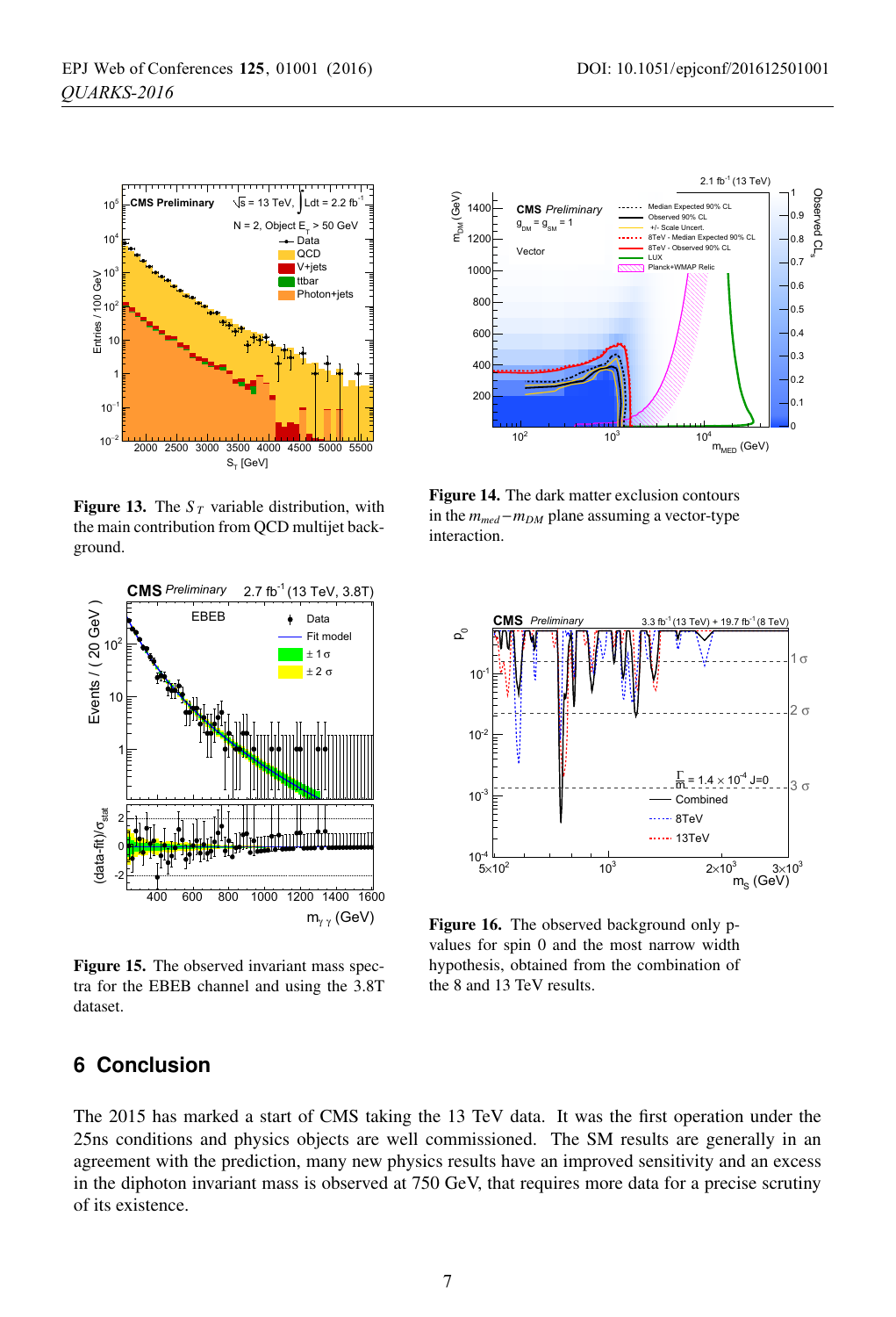**Figure 13.** The $S_T$ variable distribution, with the main contribution from QCD multijet background.

**Figure 14.** The dark matter exclusion contours in the $m_{med} - m_{DM}$ plane assuming a vector-type interaction.

**Figure 15.** The observed invariant mass spectra for the EBEB channel and using the 3.8T dataset.

**Figure 16.** The observed background only p-values for spin 0 and the most narrow width hypothesis, obtained from the combination of the 8 and 13 TeV results.

## 6 Conclusion

The 2015 has marked a start of CMS taking the 13 TeV data. It was the first operation under the 25ns conditions and physics objects are well commissioned. The SM results are generally in an agreement with the prediction, many new physics results have an improved sensitivity and an excess in the diphoton invariant mass is observed at 750 GeV, that requires more data for a precise scrutiny of its existence.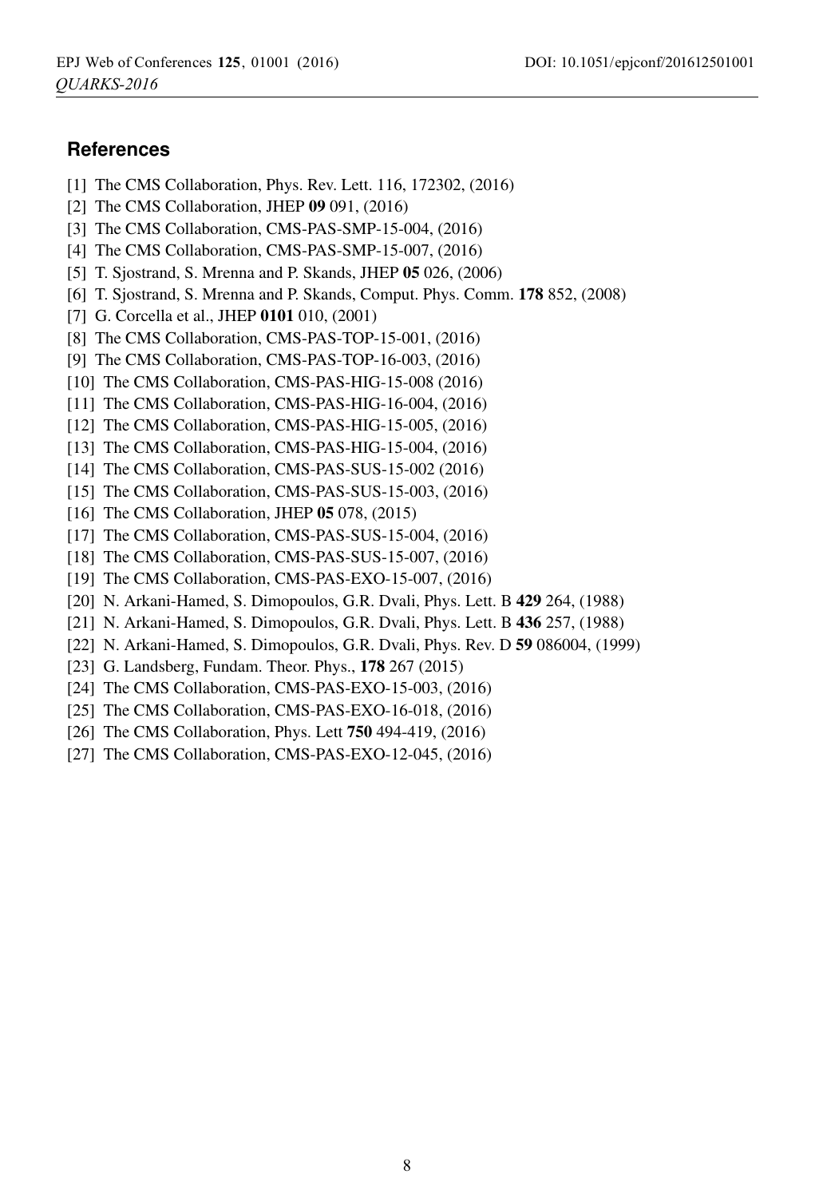## References

[1] The CMS Collaboration, Phys. Rev. Lett. 116, 172302, (2016)
[2] The CMS Collaboration, JHEP **09** 091, (2016)
[3] The CMS Collaboration, CMS-PAS-SMP-15-004, (2016)
[4] The CMS Collaboration, CMS-PAS-SMP-15-007, (2016)
[5] T. Sjostrand, S. Mrenna and P. Skands, JHEP **05** 026, (2006)
[6] T. Sjostrand, S. Mrenna and P. Skands, Comput. Phys. Comm. **178** 852, (2008)
[7] G. Corcella et al., JHEP **0101** 010, (2001)
[8] The CMS Collaboration, CMS-PAS-TOP-15-001, (2016)
[9] The CMS Collaboration, CMS-PAS-TOP-16-003, (2016)
[10] The CMS Collaboration, CMS-PAS-HIG-15-008 (2016)
[11] The CMS Collaboration, CMS-PAS-HIG-16-004, (2016)
[12] The CMS Collaboration, CMS-PAS-HIG-15-005, (2016)
[13] The CMS Collaboration, CMS-PAS-HIG-15-004, (2016)
[14] The CMS Collaboration, CMS-PAS-SUS-15-002 (2016)
[15] The CMS Collaboration, CMS-PAS-SUS-15-003, (2016)
[16] The CMS Collaboration, JHEP **05** 078, (2015)
[17] The CMS Collaboration, CMS-PAS-SUS-15-004, (2016)
[18] The CMS Collaboration, CMS-PAS-SUS-15-007, (2016)
[19] The CMS Collaboration, CMS-PAS-EXO-15-007, (2016)
[20] N. Arkani-Hamed, S. Dimopoulos, G.R. Dvali, Phys. Lett. B **429** 264, (1988)
[21] N. Arkani-Hamed, S. Dimopoulos, G.R. Dvali, Phys. Lett. B **436** 257, (1988)
[22] N. Arkani-Hamed, S. Dimopoulos, G.R. Dvali, Phys. Rev. D **59** 086004, (1999)
[23] G. Landsberg, Fundam. Theor. Phys., **178** 267 (2015)
[24] The CMS Collaboration, CMS-PAS-EXO-15-003, (2016)
[25] The CMS Collaboration, CMS-PAS-EXO-16-018, (2016)
[26] The CMS Collaboration, Phys. Lett **750** 494-419, (2016)
[27] The CMS Collaboration, CMS-PAS-EXO-12-045, (2016)